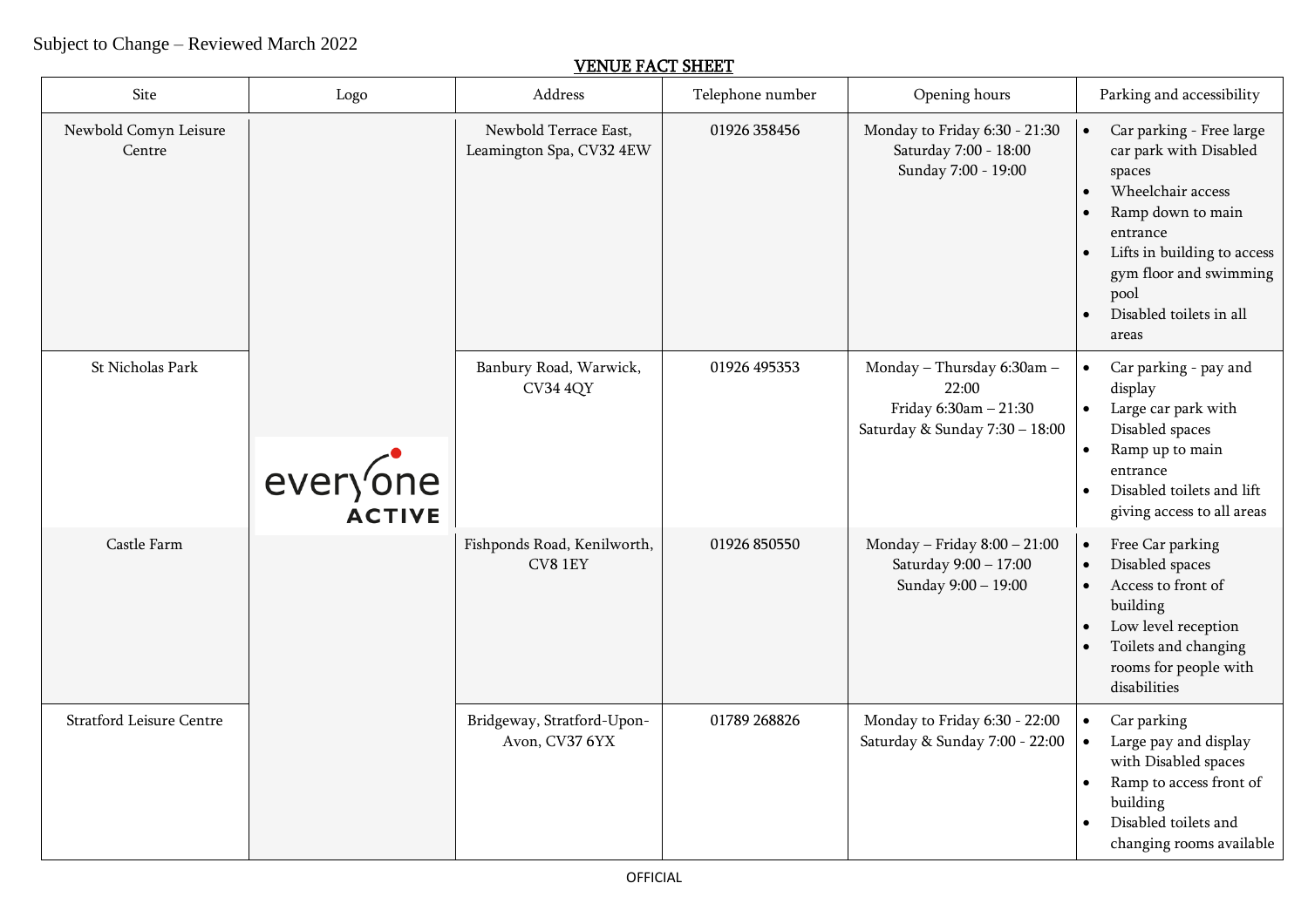Subject to Change – Reviewed March 2022

# VENUE FACT SHEET

| Site | Logo | Address | Telephone number | Opening hours | Parking and accessibility |
|---|---|---|---|---|---|
| Newbold Comyn Leisure Centre | everyone ACTIVE | Newbold Terrace East, Leamington Spa, CV32 4EW | 01926 358456 | Monday to Friday 6:30 - 21:30<br>Saturday 7:00 - 18:00<br>Sunday 7:00 - 19:00 | • Car parking - Free large car park with Disabled spaces<br>• Wheelchair access<br>• Ramp down to main entrance<br>• Lifts in building to access gym floor and swimming pool<br>• Disabled toilets in all areas |
| St Nicholas Park | | Banbury Road, Warwick, CV34 4QY | 01926 495353 | Monday – Thursday 6:30am – 22:00<br>Friday 6:30am – 21:30<br>Saturday & Sunday 7:30 – 18:00 | • Car parking - pay and display<br>• Large car park with Disabled spaces<br>• Ramp up to main entrance<br>• Disabled toilets and lift giving access to all areas |
| Castle Farm | | Fishponds Road, Kenilworth, CV8 1EY | 01926 850550 | Monday – Friday 8:00 – 21:00<br>Saturday 9:00 – 17:00<br>Sunday 9:00 – 19:00 | • Free Car parking<br>• Disabled spaces<br>• Access to front of building<br>• Low level reception<br>• Toilets and changing rooms for people with disabilities |
| Stratford Leisure Centre | | Bridgeway, Stratford-Upon-Avon, CV37 6YX | 01789 268826 | Monday to Friday 6:30 - 22:00<br>Saturday & Sunday 7:00 - 22:00 | • Car parking<br>• Large pay and display with Disabled spaces<br>• Ramp to access front of building<br>• Disabled toilets and changing rooms available |

OFFICIAL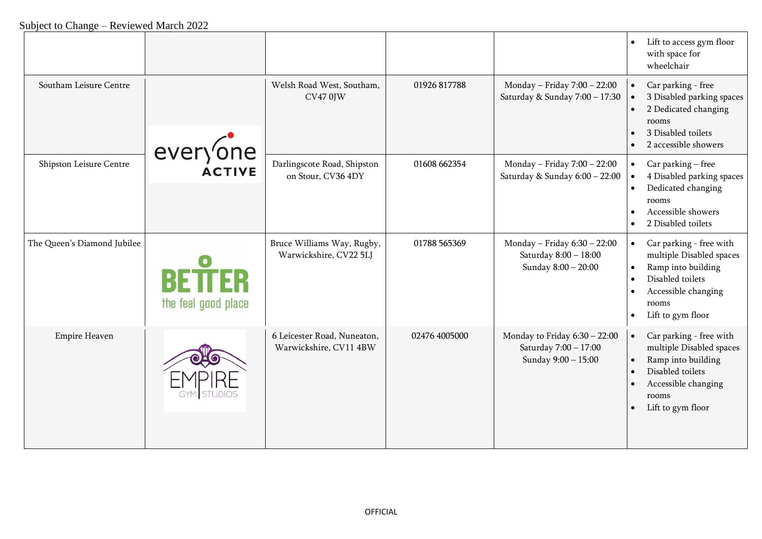Subject to Change – Reviewed March 2022

| | | | | | |
|---|---|---|---|---|---|
| | | | | | • Lift to access gym floor with space for wheelchair |
| Southam Leisure Centre | everyone ACTIVE | Welsh Road West, Southam, CV47 0JW | 01926 817788 | Monday – Friday 7:00 – 22:00<br>Saturday & Sunday 7:00 – 17:30 | • Car parking - free<br>• 3 Disabled parking spaces<br>• 2 Dedicated changing rooms<br>• 3 Disabled toilets<br>• 2 accessible showers |
| Shipston Leisure Centre | | Darlingscote Road, Shipston on Stour, CV36 4DY | 01608 662354 | Monday – Friday 7:00 – 22:00<br>Saturday & Sunday 6:00 – 22:00 | • Car parking – free<br>• 4 Disabled parking spaces<br>• Dedicated changing rooms<br>• Accessible showers<br>• 2 Disabled toilets |
| The Queen's Diamond Jubilee | BETTER the feel good place | Bruce Williams Way, Rugby, Warwickshire, CV22 5LJ | 01788 565369 | Monday – Friday 6:30 – 22:00<br>Saturday 8:00 – 18:00<br>Sunday 8:00 – 20:00 | • Car parking - free with multiple Disabled spaces<br>• Ramp into building<br>• Disabled toilets<br>• Accessible changing rooms<br>• Lift to gym floor |
| Empire Heaven | EMPIRE GYM STUDIOS | 6 Leicester Road, Nuneaton, Warwickshire, CV11 4BW | 02476 4005000 | Monday to Friday 6:30 – 22:00<br>Saturday 7:00 – 17:00<br>Sunday 9:00 – 15:00 | • Car parking - free with multiple Disabled spaces<br>• Ramp into building<br>• Disabled toilets<br>• Accessible changing rooms<br>• Lift to gym floor |

OFFICIAL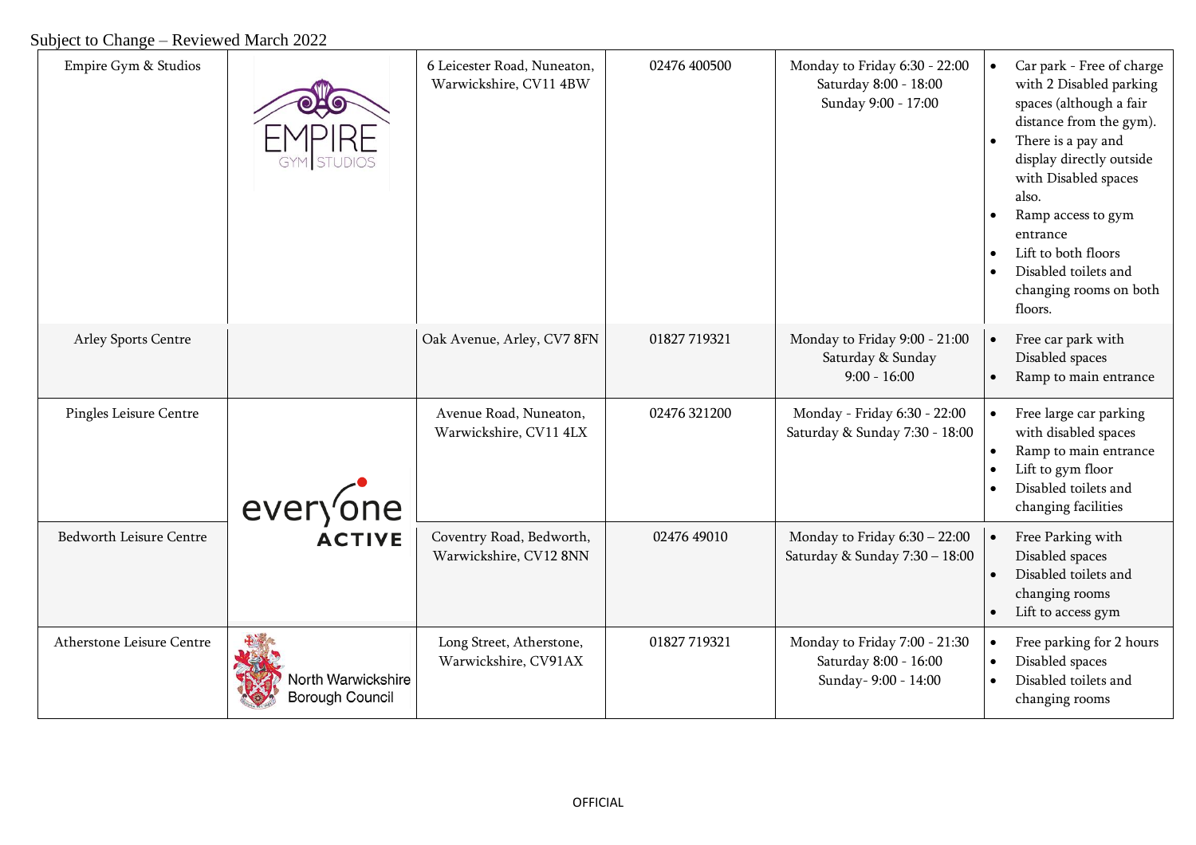Subject to Change – Reviewed March 2022

| | | | | | |
|---|---|---|---|---|---|
| Empire Gym & Studios | EMPIRE GYM \| STUDIOS | 6 Leicester Road, Nuneaton, Warwickshire, CV11 4BW | 02476 400500 | Monday to Friday 6:30 - 22:00<br>Saturday 8:00 - 18:00<br>Sunday 9:00 - 17:00 | • Car park - Free of charge with 2 Disabled parking spaces (although a fair distance from the gym).<br>• There is a pay and display directly outside with Disabled spaces also.<br>• Ramp access to gym entrance<br>• Lift to both floors<br>• Disabled toilets and changing rooms on both floors. |
| Arley Sports Centre | | Oak Avenue, Arley, CV7 8FN | 01827 719321 | Monday to Friday 9:00 - 21:00<br>Saturday & Sunday<br>9:00 - 16:00 | • Free car park with Disabled spaces<br>• Ramp to main entrance |
| Pingles Leisure Centre | everyone ACTIVE | Avenue Road, Nuneaton, Warwickshire, CV11 4LX | 02476 321200 | Monday - Friday 6:30 - 22:00<br>Saturday & Sunday 7:30 - 18:00 | • Free large car parking with disabled spaces<br>• Ramp to main entrance<br>• Lift to gym floor<br>• Disabled toilets and changing facilities |
| Bedworth Leisure Centre | everyone ACTIVE | Coventry Road, Bedworth, Warwickshire, CV12 8NN | 02476 49010 | Monday to Friday 6:30 – 22:00<br>Saturday & Sunday 7:30 – 18:00 | • Free Parking with Disabled spaces<br>• Disabled toilets and changing rooms<br>• Lift to access gym |
| Atherstone Leisure Centre | North Warwickshire Borough Council | Long Street, Atherstone, Warwickshire, CV91AX | 01827 719321 | Monday to Friday 7:00 - 21:30<br>Saturday 8:00 - 16:00<br>Sunday- 9:00 - 14:00 | • Free parking for 2 hours<br>• Disabled spaces<br>• Disabled toilets and changing rooms |

OFFICIAL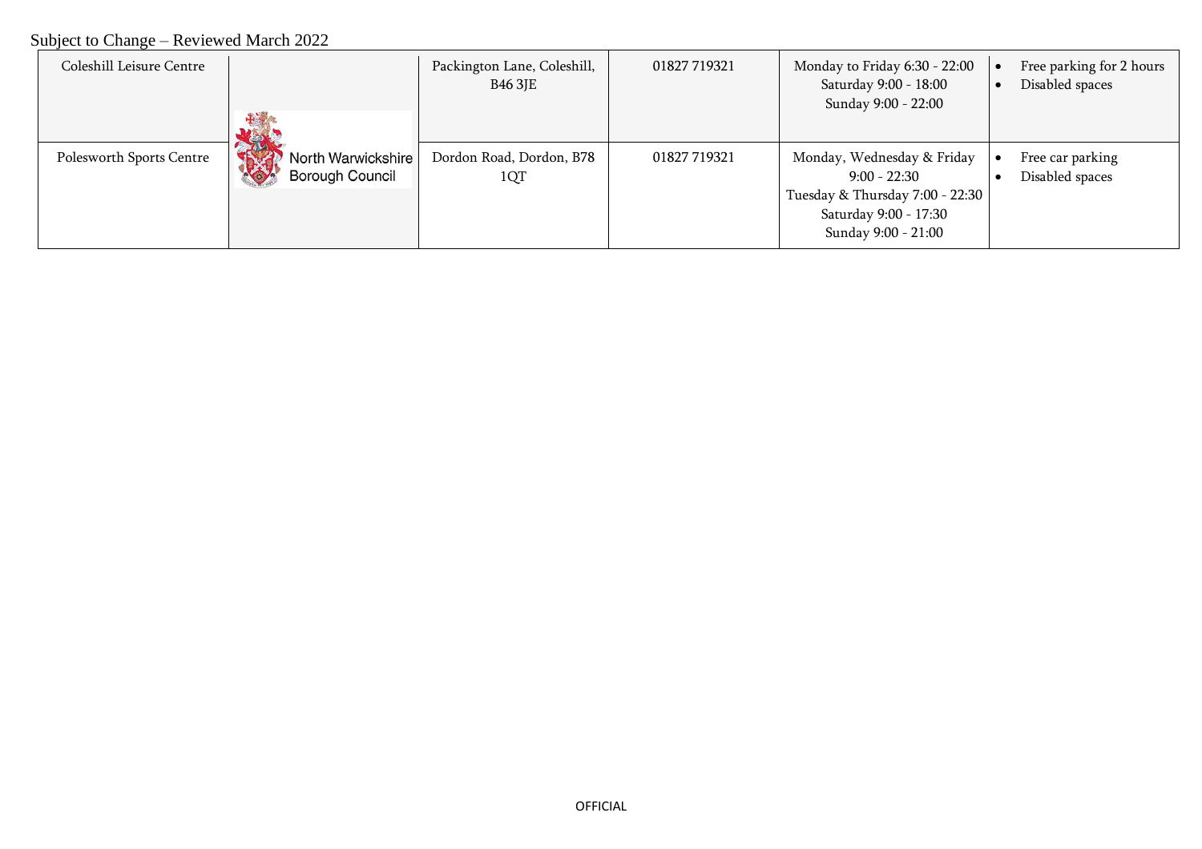Subject to Change – Reviewed March 2022

| | | | | | |
|---|---|---|---|---|---|
| Coleshill Leisure Centre | North Warwickshire Borough Council | Packington Lane, Coleshill, B46 3JE | 01827 719321 | Monday to Friday 6:30 - 22:00<br>Saturday 9:00 - 18:00<br>Sunday 9:00 - 22:00 | • Free parking for 2 hours<br>• Disabled spaces |
| Polesworth Sports Centre | | Dordon Road, Dordon, B78 1QT | 01827 719321 | Monday, Wednesday & Friday 9:00 - 22:30<br>Tuesday & Thursday 7:00 - 22:30<br>Saturday 9:00 - 17:30<br>Sunday 9:00 - 21:00 | • Free car parking<br>• Disabled spaces |

OFFICIAL